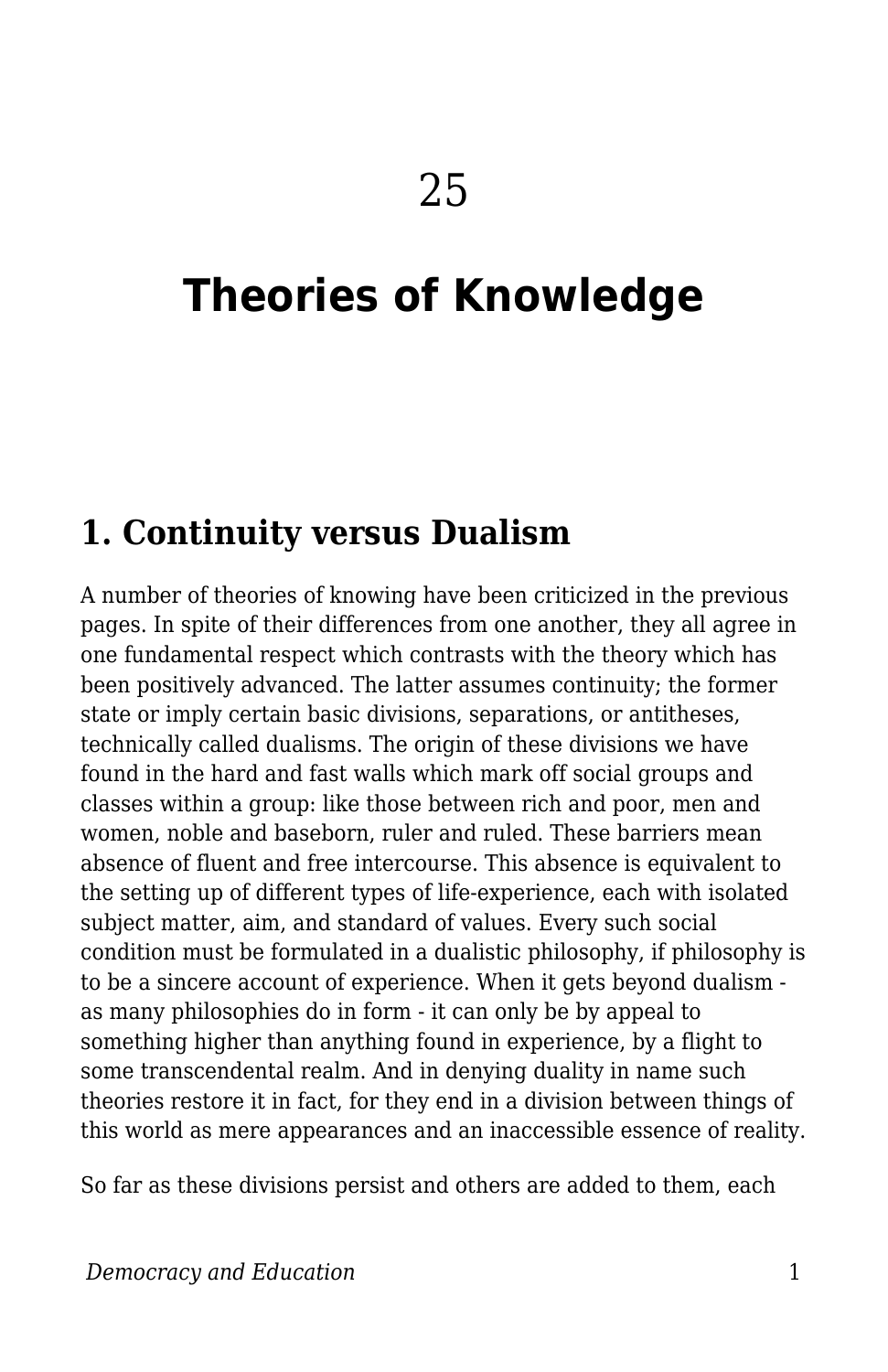# 25

# Theories of Knowledge

## 1. Continuity versus Dualism

A number of theories of knowing have been criticized in the previous pages. In spite of their differences from one another, they all agree in one fundamental respect which contrasts with the theory which has been positively advanced. The latter assumes continuity; the former state or imply certain basic divisions, separations, or antitheses, technically called dualisms. The origin of these divisions we have found in the hard and fast walls which mark off social groups and classes within a group: like those between rich and poor, men and women, noble and baseborn, ruler and ruled. These barriers mean absence of fluent and free intercourse. This absence is equivalent to the setting up of different types of life-experience, each with isolated subject matter, aim, and standard of values. Every such social condition must be formulated in a dualistic philosophy, if philosophy is to be a sincere account of experience. When it gets beyond dualism - as many philosophies do in form - it can only be by appeal to something higher than anything found in experience, by a flight to some transcendental realm. And in denying duality in name such theories restore it in fact, for they end in a division between things of this world as mere appearances and an inaccessible essence of reality.

So far as these divisions persist and others are added to them, each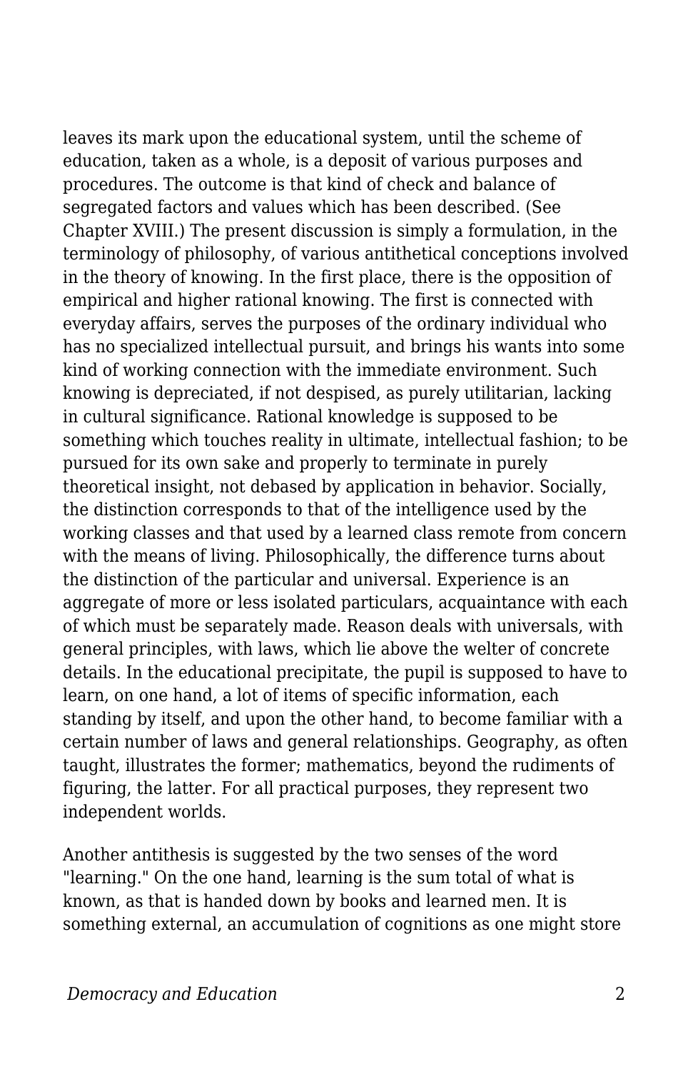leaves its mark upon the educational system, until the scheme of education, taken as a whole, is a deposit of various purposes and procedures. The outcome is that kind of check and balance of segregated factors and values which has been described. (See Chapter XVIII.) The present discussion is simply a formulation, in the terminology of philosophy, of various antithetical conceptions involved in the theory of knowing. In the first place, there is the opposition of empirical and higher rational knowing. The first is connected with everyday affairs, serves the purposes of the ordinary individual who has no specialized intellectual pursuit, and brings his wants into some kind of working connection with the immediate environment. Such knowing is depreciated, if not despised, as purely utilitarian, lacking in cultural significance. Rational knowledge is supposed to be something which touches reality in ultimate, intellectual fashion; to be pursued for its own sake and properly to terminate in purely theoretical insight, not debased by application in behavior. Socially, the distinction corresponds to that of the intelligence used by the working classes and that used by a learned class remote from concern with the means of living. Philosophically, the difference turns about the distinction of the particular and universal. Experience is an aggregate of more or less isolated particulars, acquaintance with each of which must be separately made. Reason deals with universals, with general principles, with laws, which lie above the welter of concrete details. In the educational precipitate, the pupil is supposed to have to learn, on one hand, a lot of items of specific information, each standing by itself, and upon the other hand, to become familiar with a certain number of laws and general relationships. Geography, as often taught, illustrates the former; mathematics, beyond the rudiments of figuring, the latter. For all practical purposes, they represent two independent worlds.

Another antithesis is suggested by the two senses of the word "learning." On the one hand, learning is the sum total of what is known, as that is handed down by books and learned men. It is something external, an accumulation of cognitions as one might store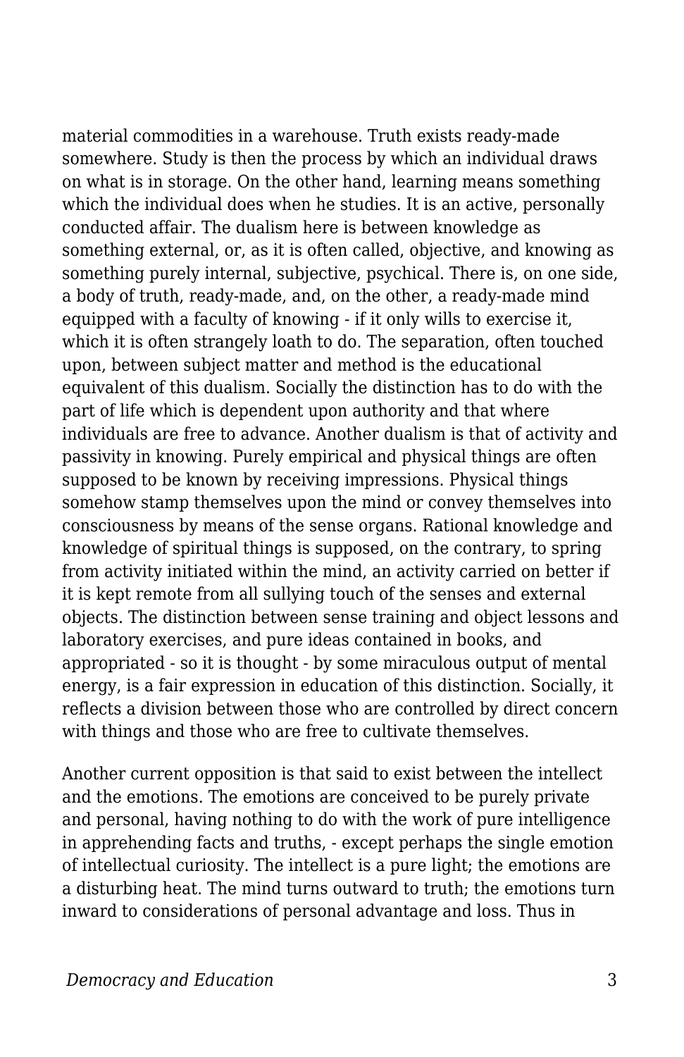material commodities in a warehouse. Truth exists ready-made somewhere. Study is then the process by which an individual draws on what is in storage. On the other hand, learning means something which the individual does when he studies. It is an active, personally conducted affair. The dualism here is between knowledge as something external, or, as it is often called, objective, and knowing as something purely internal, subjective, psychical. There is, on one side, a body of truth, ready-made, and, on the other, a ready-made mind equipped with a faculty of knowing - if it only wills to exercise it, which it is often strangely loath to do. The separation, often touched upon, between subject matter and method is the educational equivalent of this dualism. Socially the distinction has to do with the part of life which is dependent upon authority and that where individuals are free to advance. Another dualism is that of activity and passivity in knowing. Purely empirical and physical things are often supposed to be known by receiving impressions. Physical things somehow stamp themselves upon the mind or convey themselves into consciousness by means of the sense organs. Rational knowledge and knowledge of spiritual things is supposed, on the contrary, to spring from activity initiated within the mind, an activity carried on better if it is kept remote from all sullying touch of the senses and external objects. The distinction between sense training and object lessons and laboratory exercises, and pure ideas contained in books, and appropriated - so it is thought - by some miraculous output of mental energy, is a fair expression in education of this distinction. Socially, it reflects a division between those who are controlled by direct concern with things and those who are free to cultivate themselves.

Another current opposition is that said to exist between the intellect and the emotions. The emotions are conceived to be purely private and personal, having nothing to do with the work of pure intelligence in apprehending facts and truths, - except perhaps the single emotion of intellectual curiosity. The intellect is a pure light; the emotions are a disturbing heat. The mind turns outward to truth; the emotions turn inward to considerations of personal advantage and loss. Thus in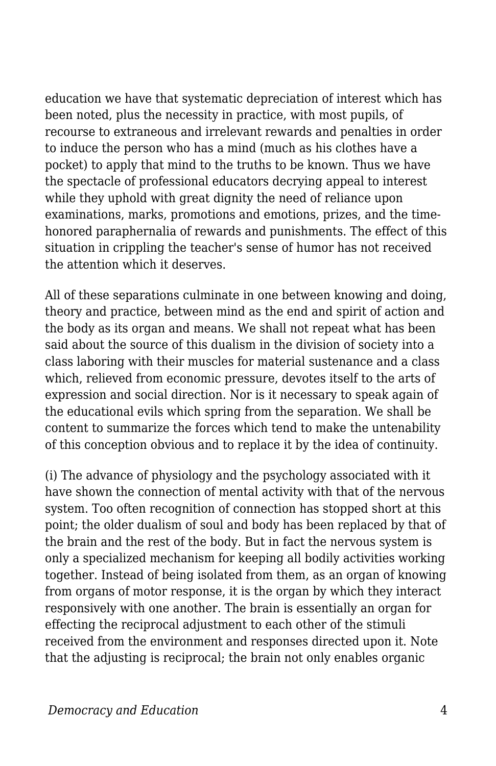education we have that systematic depreciation of interest which has been noted, plus the necessity in practice, with most pupils, of recourse to extraneous and irrelevant rewards and penalties in order to induce the person who has a mind (much as his clothes have a pocket) to apply that mind to the truths to be known. Thus we have the spectacle of professional educators decrying appeal to interest while they uphold with great dignity the need of reliance upon examinations, marks, promotions and emotions, prizes, and the time-honored paraphernalia of rewards and punishments. The effect of this situation in crippling the teacher's sense of humor has not received the attention which it deserves.

All of these separations culminate in one between knowing and doing, theory and practice, between mind as the end and spirit of action and the body as its organ and means. We shall not repeat what has been said about the source of this dualism in the division of society into a class laboring with their muscles for material sustenance and a class which, relieved from economic pressure, devotes itself to the arts of expression and social direction. Nor is it necessary to speak again of the educational evils which spring from the separation. We shall be content to summarize the forces which tend to make the untenability of this conception obvious and to replace it by the idea of continuity.

(i) The advance of physiology and the psychology associated with it have shown the connection of mental activity with that of the nervous system. Too often recognition of connection has stopped short at this point; the older dualism of soul and body has been replaced by that of the brain and the rest of the body. But in fact the nervous system is only a specialized mechanism for keeping all bodily activities working together. Instead of being isolated from them, as an organ of knowing from organs of motor response, it is the organ by which they interact responsively with one another. The brain is essentially an organ for effecting the reciprocal adjustment to each other of the stimuli received from the environment and responses directed upon it. Note that the adjusting is reciprocal; the brain not only enables organic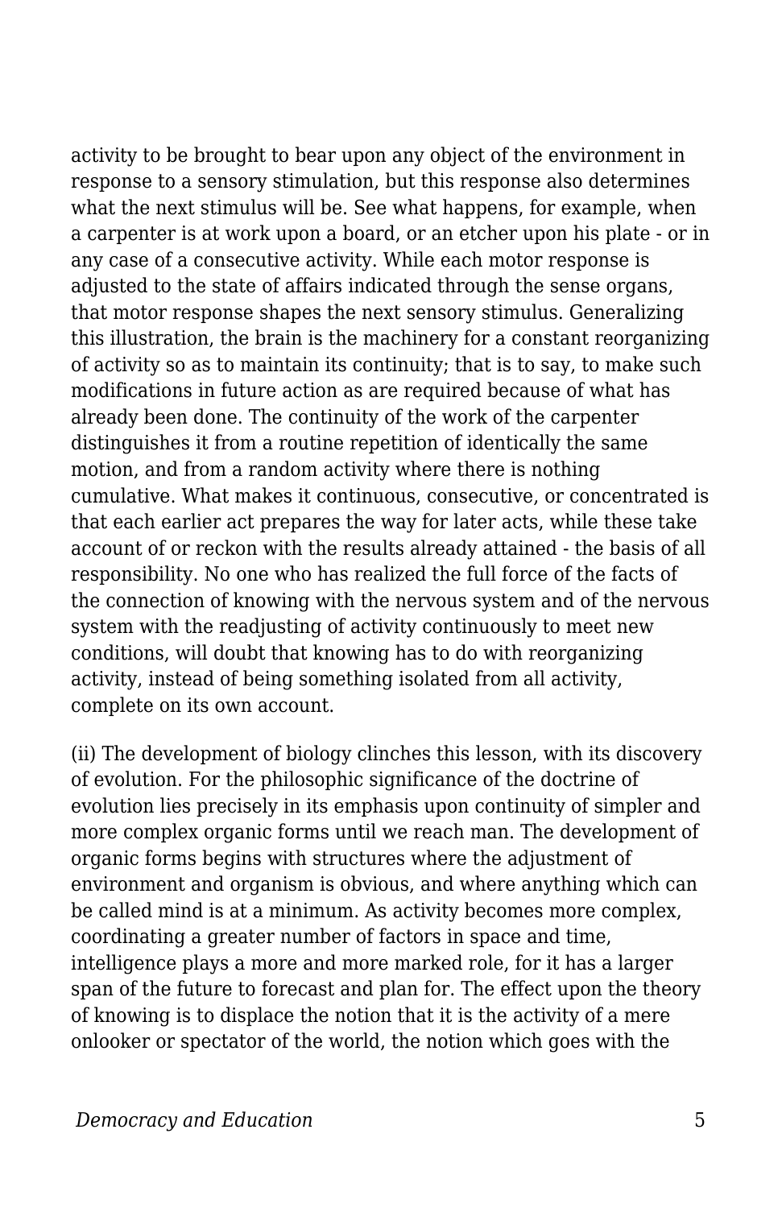activity to be brought to bear upon any object of the environment in response to a sensory stimulation, but this response also determines what the next stimulus will be. See what happens, for example, when a carpenter is at work upon a board, or an etcher upon his plate - or in any case of a consecutive activity. While each motor response is adjusted to the state of affairs indicated through the sense organs, that motor response shapes the next sensory stimulus. Generalizing this illustration, the brain is the machinery for a constant reorganizing of activity so as to maintain its continuity; that is to say, to make such modifications in future action as are required because of what has already been done. The continuity of the work of the carpenter distinguishes it from a routine repetition of identically the same motion, and from a random activity where there is nothing cumulative. What makes it continuous, consecutive, or concentrated is that each earlier act prepares the way for later acts, while these take account of or reckon with the results already attained - the basis of all responsibility. No one who has realized the full force of the facts of the connection of knowing with the nervous system and of the nervous system with the readjusting of activity continuously to meet new conditions, will doubt that knowing has to do with reorganizing activity, instead of being something isolated from all activity, complete on its own account.

(ii) The development of biology clinches this lesson, with its discovery of evolution. For the philosophic significance of the doctrine of evolution lies precisely in its emphasis upon continuity of simpler and more complex organic forms until we reach man. The development of organic forms begins with structures where the adjustment of environment and organism is obvious, and where anything which can be called mind is at a minimum. As activity becomes more complex, coordinating a greater number of factors in space and time, intelligence plays a more and more marked role, for it has a larger span of the future to forecast and plan for. The effect upon the theory of knowing is to displace the notion that it is the activity of a mere onlooker or spectator of the world, the notion which goes with the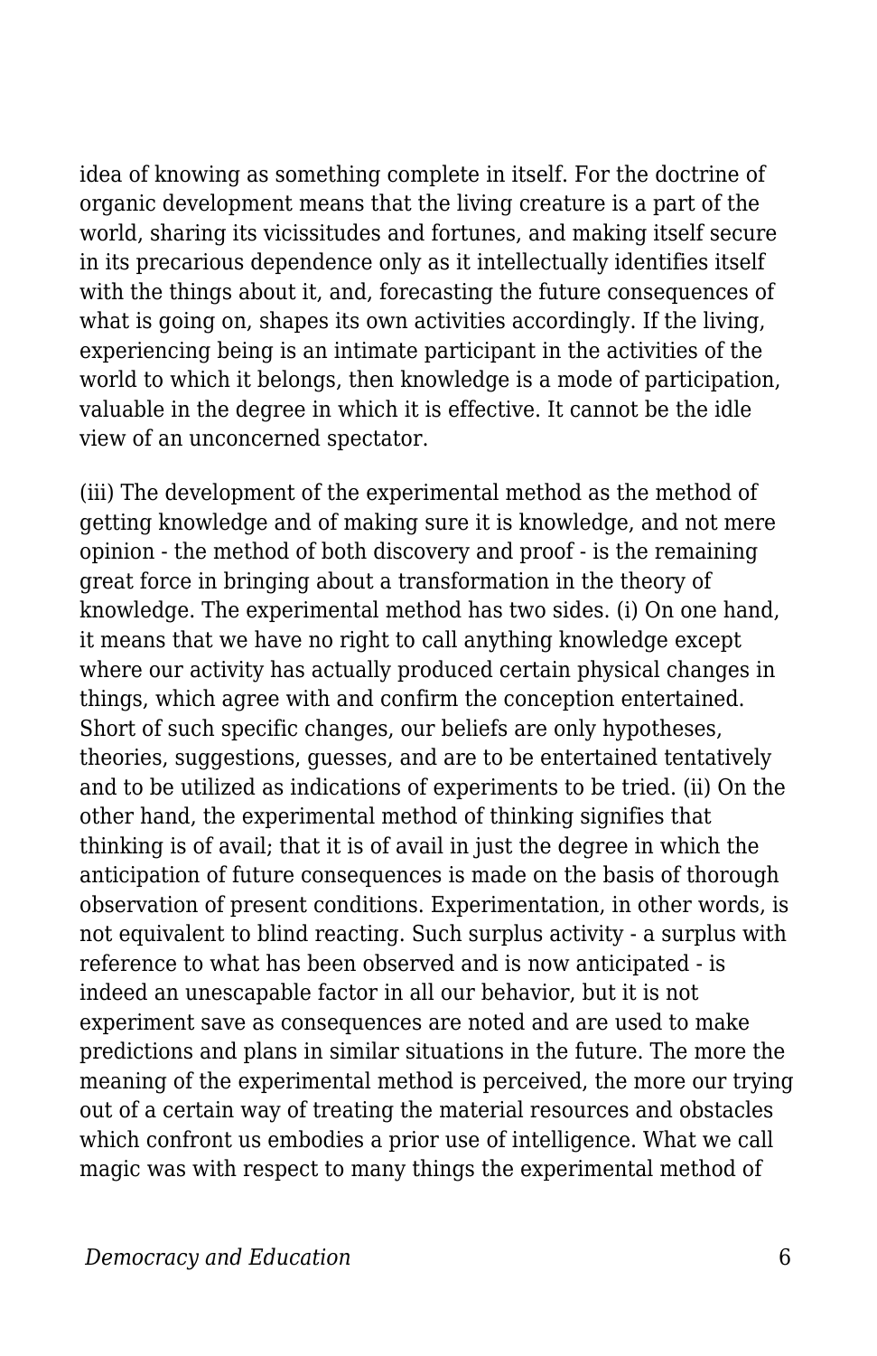idea of knowing as something complete in itself. For the doctrine of organic development means that the living creature is a part of the world, sharing its vicissitudes and fortunes, and making itself secure in its precarious dependence only as it intellectually identifies itself with the things about it, and, forecasting the future consequences of what is going on, shapes its own activities accordingly. If the living, experiencing being is an intimate participant in the activities of the world to which it belongs, then knowledge is a mode of participation, valuable in the degree in which it is effective. It cannot be the idle view of an unconcerned spectator.

(iii) The development of the experimental method as the method of getting knowledge and of making sure it is knowledge, and not mere opinion - the method of both discovery and proof - is the remaining great force in bringing about a transformation in the theory of knowledge. The experimental method has two sides. (i) On one hand, it means that we have no right to call anything knowledge except where our activity has actually produced certain physical changes in things, which agree with and confirm the conception entertained. Short of such specific changes, our beliefs are only hypotheses, theories, suggestions, guesses, and are to be entertained tentatively and to be utilized as indications of experiments to be tried. (ii) On the other hand, the experimental method of thinking signifies that thinking is of avail; that it is of avail in just the degree in which the anticipation of future consequences is made on the basis of thorough observation of present conditions. Experimentation, in other words, is not equivalent to blind reacting. Such surplus activity - a surplus with reference to what has been observed and is now anticipated - is indeed an unescapable factor in all our behavior, but it is not experiment save as consequences are noted and are used to make predictions and plans in similar situations in the future. The more the meaning of the experimental method is perceived, the more our trying out of a certain way of treating the material resources and obstacles which confront us embodies a prior use of intelligence. What we call magic was with respect to many things the experimental method of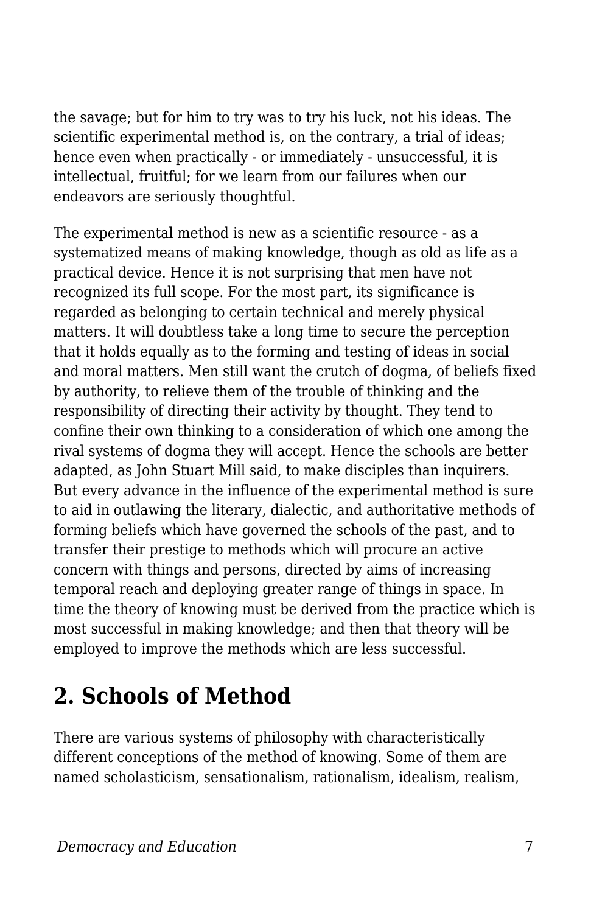the savage; but for him to try was to try his luck, not his ideas. The scientific experimental method is, on the contrary, a trial of ideas; hence even when practically - or immediately - unsuccessful, it is intellectual, fruitful; for we learn from our failures when our endeavors are seriously thoughtful.

The experimental method is new as a scientific resource - as a systematized means of making knowledge, though as old as life as a practical device. Hence it is not surprising that men have not recognized its full scope. For the most part, its significance is regarded as belonging to certain technical and merely physical matters. It will doubtless take a long time to secure the perception that it holds equally as to the forming and testing of ideas in social and moral matters. Men still want the crutch of dogma, of beliefs fixed by authority, to relieve them of the trouble of thinking and the responsibility of directing their activity by thought. They tend to confine their own thinking to a consideration of which one among the rival systems of dogma they will accept. Hence the schools are better adapted, as John Stuart Mill said, to make disciples than inquirers. But every advance in the influence of the experimental method is sure to aid in outlawing the literary, dialectic, and authoritative methods of forming beliefs which have governed the schools of the past, and to transfer their prestige to methods which will procure an active concern with things and persons, directed by aims of increasing temporal reach and deploying greater range of things in space. In time the theory of knowing must be derived from the practice which is most successful in making knowledge; and then that theory will be employed to improve the methods which are less successful.

## 2. Schools of Method

There are various systems of philosophy with characteristically different conceptions of the method of knowing. Some of them are named scholasticism, sensationalism, rationalism, idealism, realism,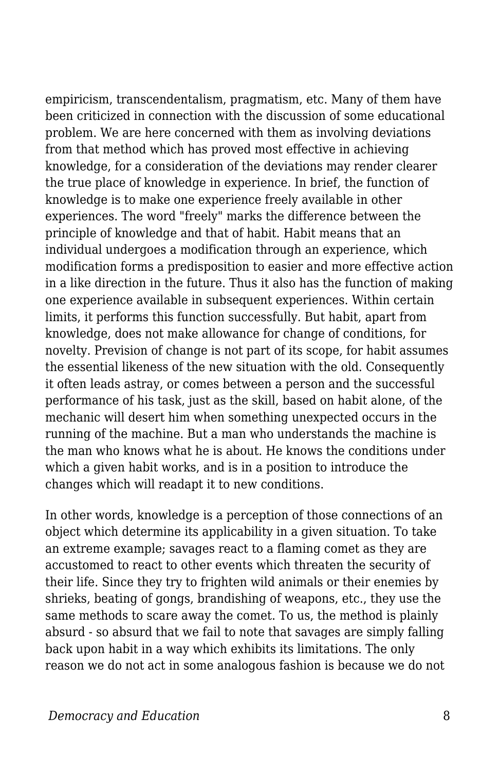empiricism, transcendentalism, pragmatism, etc. Many of them have been criticized in connection with the discussion of some educational problem. We are here concerned with them as involving deviations from that method which has proved most effective in achieving knowledge, for a consideration of the deviations may render clearer the true place of knowledge in experience. In brief, the function of knowledge is to make one experience freely available in other experiences. The word "freely" marks the difference between the principle of knowledge and that of habit. Habit means that an individual undergoes a modification through an experience, which modification forms a predisposition to easier and more effective action in a like direction in the future. Thus it also has the function of making one experience available in subsequent experiences. Within certain limits, it performs this function successfully. But habit, apart from knowledge, does not make allowance for change of conditions, for novelty. Prevision of change is not part of its scope, for habit assumes the essential likeness of the new situation with the old. Consequently it often leads astray, or comes between a person and the successful performance of his task, just as the skill, based on habit alone, of the mechanic will desert him when something unexpected occurs in the running of the machine. But a man who understands the machine is the man who knows what he is about. He knows the conditions under which a given habit works, and is in a position to introduce the changes which will readapt it to new conditions.

In other words, knowledge is a perception of those connections of an object which determine its applicability in a given situation. To take an extreme example; savages react to a flaming comet as they are accustomed to react to other events which threaten the security of their life. Since they try to frighten wild animals or their enemies by shrieks, beating of gongs, brandishing of weapons, etc., they use the same methods to scare away the comet. To us, the method is plainly absurd - so absurd that we fail to note that savages are simply falling back upon habit in a way which exhibits its limitations. The only reason we do not act in some analogous fashion is because we do not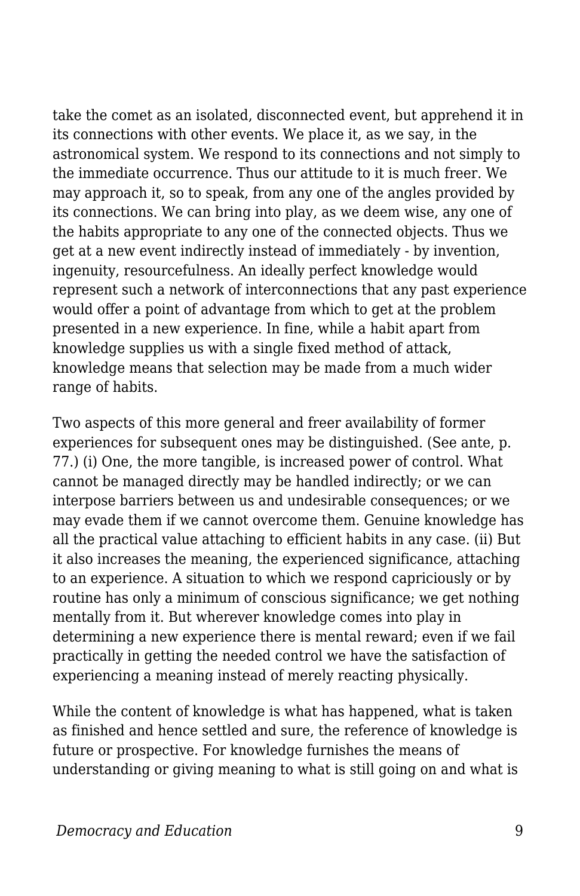take the comet as an isolated, disconnected event, but apprehend it in its connections with other events. We place it, as we say, in the astronomical system. We respond to its connections and not simply to the immediate occurrence. Thus our attitude to it is much freer. We may approach it, so to speak, from any one of the angles provided by its connections. We can bring into play, as we deem wise, any one of the habits appropriate to any one of the connected objects. Thus we get at a new event indirectly instead of immediately - by invention, ingenuity, resourcefulness. An ideally perfect knowledge would represent such a network of interconnections that any past experience would offer a point of advantage from which to get at the problem presented in a new experience. In fine, while a habit apart from knowledge supplies us with a single fixed method of attack, knowledge means that selection may be made from a much wider range of habits.

Two aspects of this more general and freer availability of former experiences for subsequent ones may be distinguished. (See ante, p. 77.) (i) One, the more tangible, is increased power of control. What cannot be managed directly may be handled indirectly; or we can interpose barriers between us and undesirable consequences; or we may evade them if we cannot overcome them. Genuine knowledge has all the practical value attaching to efficient habits in any case. (ii) But it also increases the meaning, the experienced significance, attaching to an experience. A situation to which we respond capriciously or by routine has only a minimum of conscious significance; we get nothing mentally from it. But wherever knowledge comes into play in determining a new experience there is mental reward; even if we fail practically in getting the needed control we have the satisfaction of experiencing a meaning instead of merely reacting physically.

While the content of knowledge is what has happened, what is taken as finished and hence settled and sure, the reference of knowledge is future or prospective. For knowledge furnishes the means of understanding or giving meaning to what is still going on and what is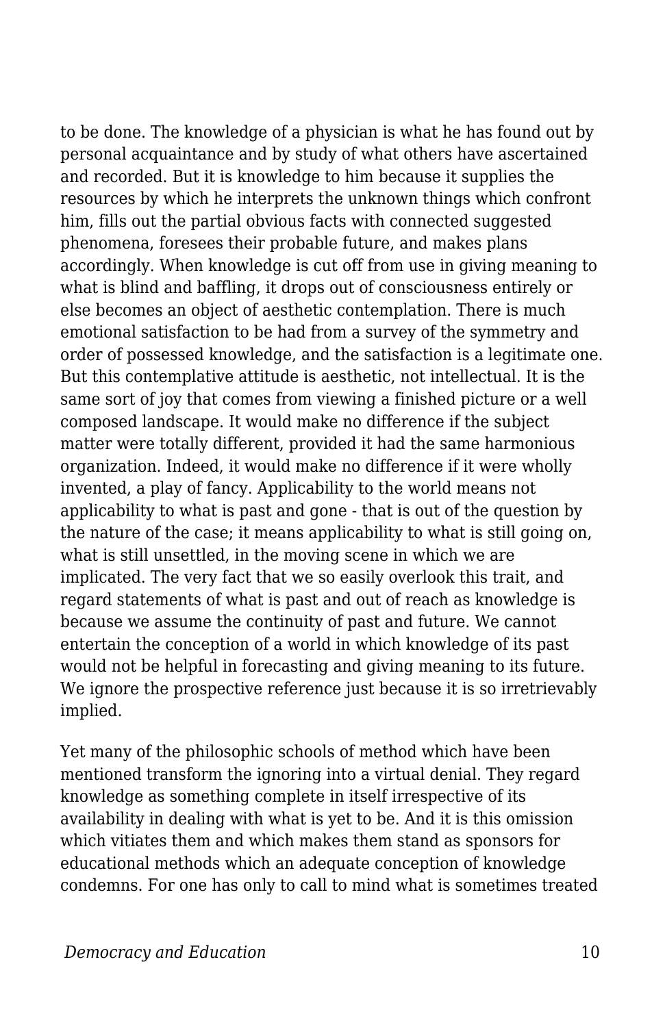to be done. The knowledge of a physician is what he has found out by personal acquaintance and by study of what others have ascertained and recorded. But it is knowledge to him because it supplies the resources by which he interprets the unknown things which confront him, fills out the partial obvious facts with connected suggested phenomena, foresees their probable future, and makes plans accordingly. When knowledge is cut off from use in giving meaning to what is blind and baffling, it drops out of consciousness entirely or else becomes an object of aesthetic contemplation. There is much emotional satisfaction to be had from a survey of the symmetry and order of possessed knowledge, and the satisfaction is a legitimate one. But this contemplative attitude is aesthetic, not intellectual. It is the same sort of joy that comes from viewing a finished picture or a well composed landscape. It would make no difference if the subject matter were totally different, provided it had the same harmonious organization. Indeed, it would make no difference if it were wholly invented, a play of fancy. Applicability to the world means not applicability to what is past and gone - that is out of the question by the nature of the case; it means applicability to what is still going on, what is still unsettled, in the moving scene in which we are implicated. The very fact that we so easily overlook this trait, and regard statements of what is past and out of reach as knowledge is because we assume the continuity of past and future. We cannot entertain the conception of a world in which knowledge of its past would not be helpful in forecasting and giving meaning to its future. We ignore the prospective reference just because it is so irretrievably implied.

Yet many of the philosophic schools of method which have been mentioned transform the ignoring into a virtual denial. They regard knowledge as something complete in itself irrespective of its availability in dealing with what is yet to be. And it is this omission which vitiates them and which makes them stand as sponsors for educational methods which an adequate conception of knowledge condemns. For one has only to call to mind what is sometimes treated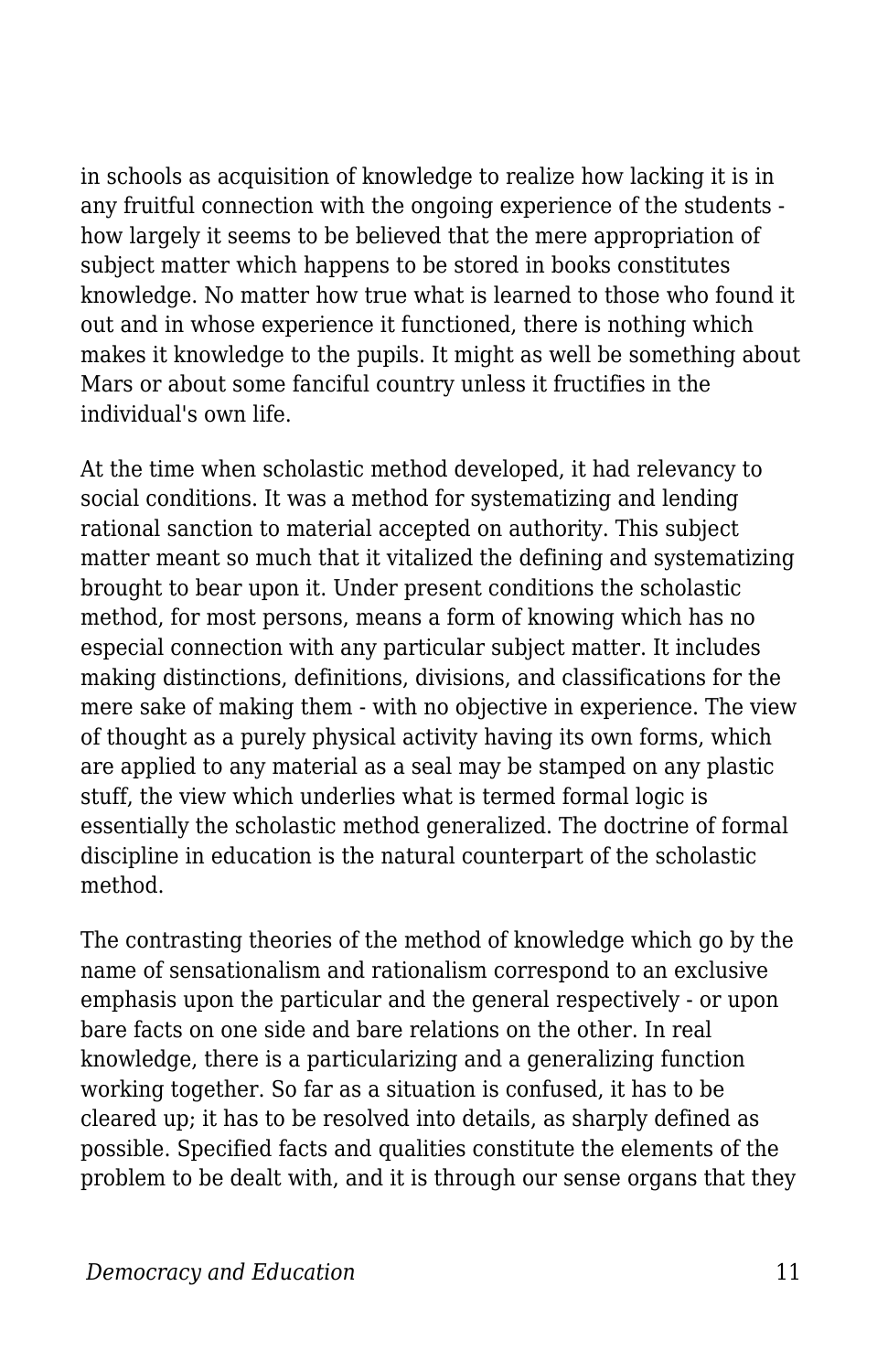in schools as acquisition of knowledge to realize how lacking it is in any fruitful connection with the ongoing experience of the students - how largely it seems to be believed that the mere appropriation of subject matter which happens to be stored in books constitutes knowledge. No matter how true what is learned to those who found it out and in whose experience it functioned, there is nothing which makes it knowledge to the pupils. It might as well be something about Mars or about some fanciful country unless it fructifies in the individual's own life.

At the time when scholastic method developed, it had relevancy to social conditions. It was a method for systematizing and lending rational sanction to material accepted on authority. This subject matter meant so much that it vitalized the defining and systematizing brought to bear upon it. Under present conditions the scholastic method, for most persons, means a form of knowing which has no especial connection with any particular subject matter. It includes making distinctions, definitions, divisions, and classifications for the mere sake of making them - with no objective in experience. The view of thought as a purely physical activity having its own forms, which are applied to any material as a seal may be stamped on any plastic stuff, the view which underlies what is termed formal logic is essentially the scholastic method generalized. The doctrine of formal discipline in education is the natural counterpart of the scholastic method.

The contrasting theories of the method of knowledge which go by the name of sensationalism and rationalism correspond to an exclusive emphasis upon the particular and the general respectively - or upon bare facts on one side and bare relations on the other. In real knowledge, there is a particularizing and a generalizing function working together. So far as a situation is confused, it has to be cleared up; it has to be resolved into details, as sharply defined as possible. Specified facts and qualities constitute the elements of the problem to be dealt with, and it is through our sense organs that they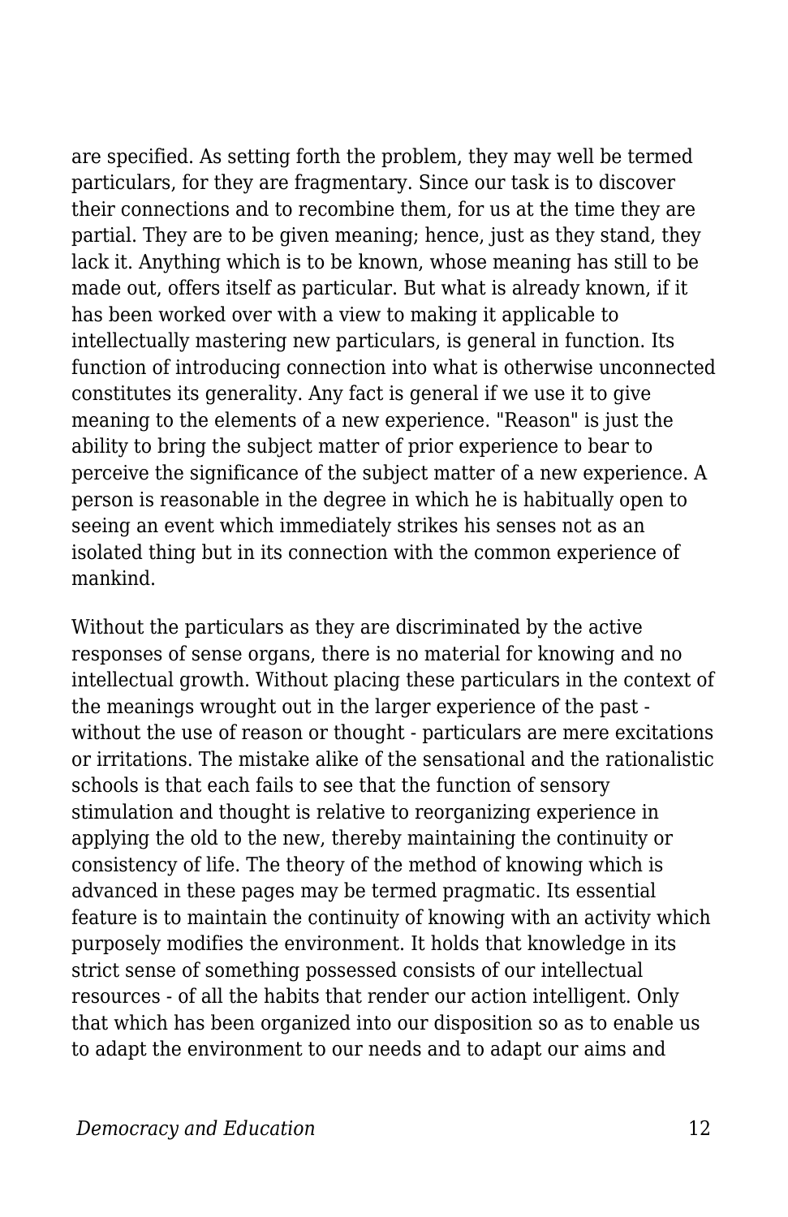are specified. As setting forth the problem, they may well be termed particulars, for they are fragmentary. Since our task is to discover their connections and to recombine them, for us at the time they are partial. They are to be given meaning; hence, just as they stand, they lack it. Anything which is to be known, whose meaning has still to be made out, offers itself as particular. But what is already known, if it has been worked over with a view to making it applicable to intellectually mastering new particulars, is general in function. Its function of introducing connection into what is otherwise unconnected constitutes its generality. Any fact is general if we use it to give meaning to the elements of a new experience. "Reason" is just the ability to bring the subject matter of prior experience to bear to perceive the significance of the subject matter of a new experience. A person is reasonable in the degree in which he is habitually open to seeing an event which immediately strikes his senses not as an isolated thing but in its connection with the common experience of mankind.

Without the particulars as they are discriminated by the active responses of sense organs, there is no material for knowing and no intellectual growth. Without placing these particulars in the context of the meanings wrought out in the larger experience of the past - without the use of reason or thought - particulars are mere excitations or irritations. The mistake alike of the sensational and the rationalistic schools is that each fails to see that the function of sensory stimulation and thought is relative to reorganizing experience in applying the old to the new, thereby maintaining the continuity or consistency of life. The theory of the method of knowing which is advanced in these pages may be termed pragmatic. Its essential feature is to maintain the continuity of knowing with an activity which purposely modifies the environment. It holds that knowledge in its strict sense of something possessed consists of our intellectual resources - of all the habits that render our action intelligent. Only that which has been organized into our disposition so as to enable us to adapt the environment to our needs and to adapt our aims and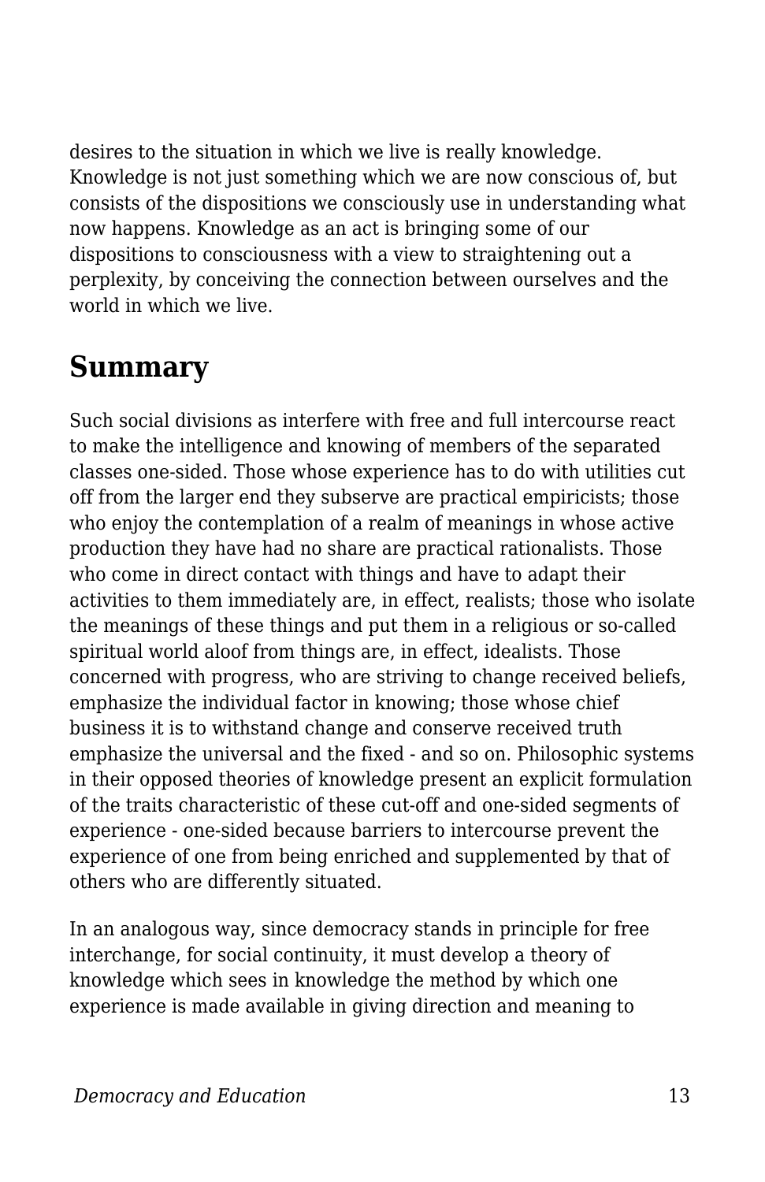desires to the situation in which we live is really knowledge. Knowledge is not just something which we are now conscious of, but consists of the dispositions we consciously use in understanding what now happens. Knowledge as an act is bringing some of our dispositions to consciousness with a view to straightening out a perplexity, by conceiving the connection between ourselves and the world in which we live.

## Summary

Such social divisions as interfere with free and full intercourse react to make the intelligence and knowing of members of the separated classes one-sided. Those whose experience has to do with utilities cut off from the larger end they subserve are practical empiricists; those who enjoy the contemplation of a realm of meanings in whose active production they have had no share are practical rationalists. Those who come in direct contact with things and have to adapt their activities to them immediately are, in effect, realists; those who isolate the meanings of these things and put them in a religious or so-called spiritual world aloof from things are, in effect, idealists. Those concerned with progress, who are striving to change received beliefs, emphasize the individual factor in knowing; those whose chief business it is to withstand change and conserve received truth emphasize the universal and the fixed - and so on. Philosophic systems in their opposed theories of knowledge present an explicit formulation of the traits characteristic of these cut-off and one-sided segments of experience - one-sided because barriers to intercourse prevent the experience of one from being enriched and supplemented by that of others who are differently situated.

In an analogous way, since democracy stands in principle for free interchange, for social continuity, it must develop a theory of knowledge which sees in knowledge the method by which one experience is made available in giving direction and meaning to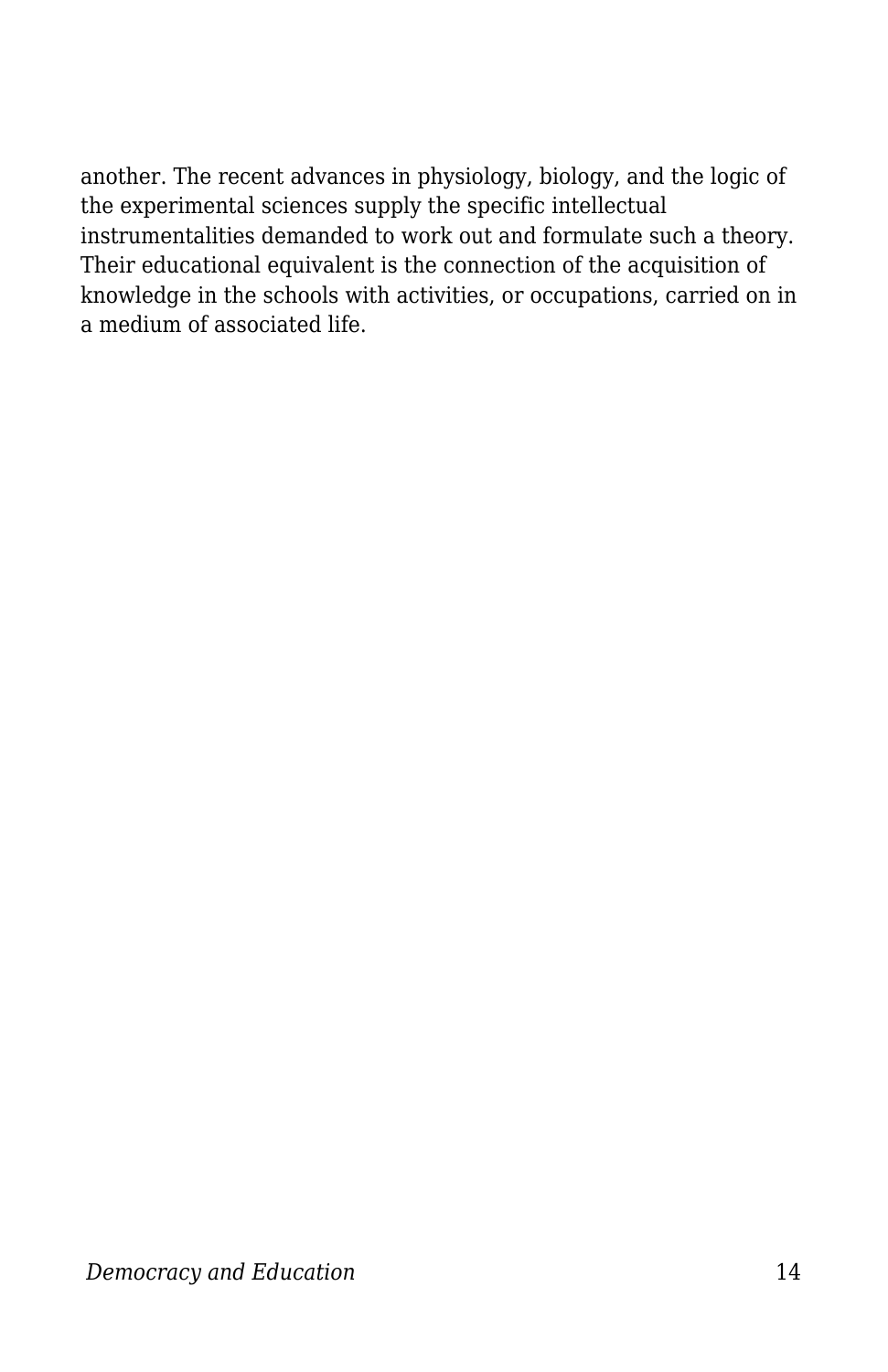another. The recent advances in physiology, biology, and the logic of the experimental sciences supply the specific intellectual instrumentalities demanded to work out and formulate such a theory. Their educational equivalent is the connection of the acquisition of knowledge in the schools with activities, or occupations, carried on in a medium of associated life.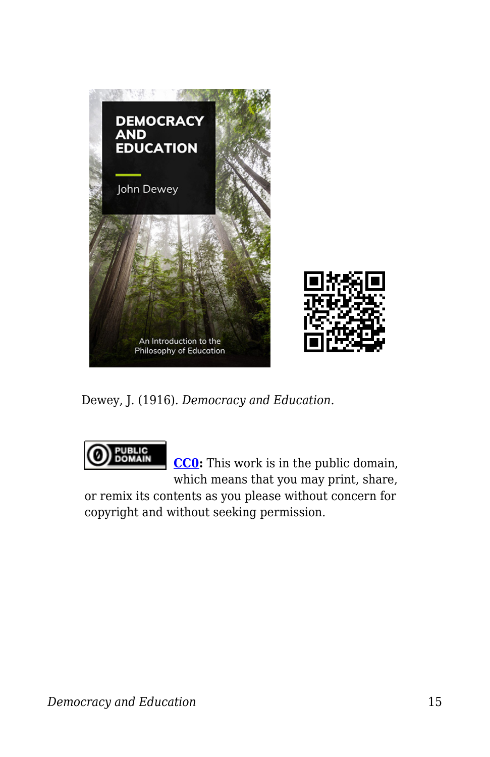Dewey, J. (1916). *Democracy and Education.*

**CC0:** This work is in the public domain, which means that you may print, share, or remix its contents as you please without concern for copyright and without seeking permission.